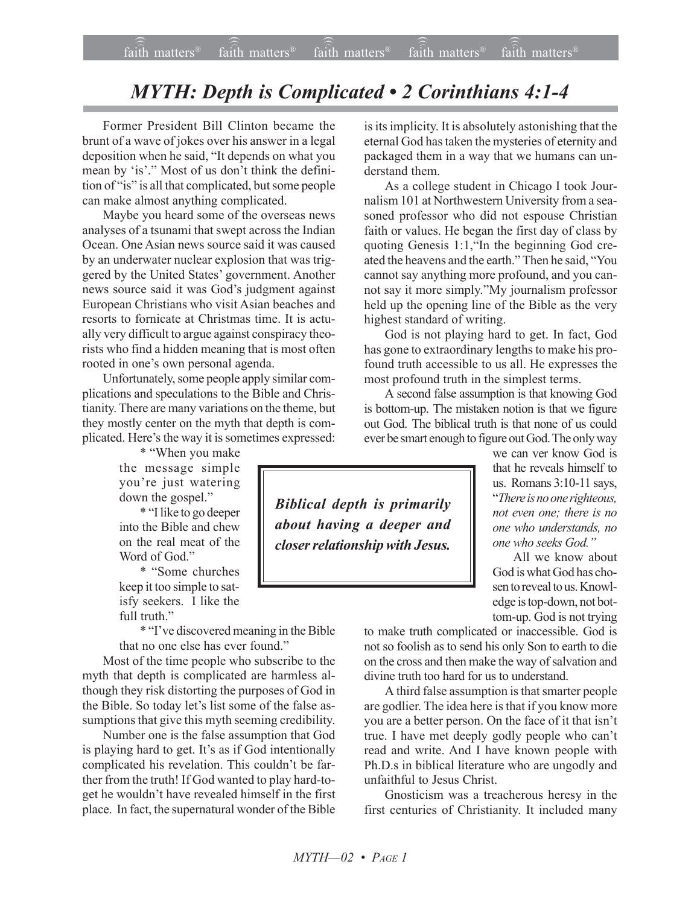# MYTH: Depth is Complicated • 2 Corinthians 4:1-4

Former President Bill Clinton became the brunt of a wave of jokes over his answer in a legal deposition when he said, "It depends on what you mean by 'is'." Most of us don't think the definition of "is" is all that complicated, but some people can make almost anything complicated.

Maybe you heard some of the overseas news analyses of a tsunami that swept across the Indian Ocean. One Asian news source said it was caused by an underwater nuclear explosion that was triggered by the United States' government. Another news source said it was God's judgment against European Christians who visit Asian beaches and resorts to fornicate at Christmas time. It is actually very difficult to argue against conspiracy theorists who find a hidden meaning that is most often rooted in one's own personal agenda.

Unfortunately, some people apply similar complications and speculations to the Bible and Christianity. There are many variations on the theme, but they mostly center on the myth that depth is complicated. Here's the way it is sometimes expressed:

* "When you make the message simple you're just watering down the gospel."
* "I like to go deeper into the Bible and chew on the real meat of the Word of God."
* "Some churches keep it too simple to satisfy seekers. I like the full truth."
* "I've discovered meaning in the Bible that no one else has ever found."

Most of the time people who subscribe to the myth that depth is complicated are harmless although they risk distorting the purposes of God in the Bible. So today let's list some of the false assumptions that give this myth seeming credibility.

Number one is the false assumption that God is playing hard to get. It's as if God intentionally complicated his revelation. This couldn't be farther from the truth! If God wanted to play hard-to-get he wouldn't have revealed himself in the first place. In fact, the supernatural wonder of the Bible is its implicity. It is absolutely astonishing that the eternal God has taken the mysteries of eternity and packaged them in a way that we humans can understand them.

As a college student in Chicago I took Journalism 101 at Northwestern University from a seasoned professor who did not espouse Christian faith or values. He began the first day of class by quoting Genesis 1:1,"In the beginning God created the heavens and the earth." Then he said, "You cannot say anything more profound, and you cannot say it more simply."My journalism professor held up the opening line of the Bible as the very highest standard of writing.

God is not playing hard to get. In fact, God has gone to extraordinary lengths to make his profound truth accessible to us all. He expresses the most profound truth in the simplest terms.

A second false assumption is that knowing God is bottom-up. The mistaken notion is that we figure out God. The biblical truth is that none of us could ever be smart enough to figure out God. The only way we can ver know God is that he reveals himself to us. Romans 3:10-11 says, "*There is no one righteous, not even one; there is no one who understands, no one who seeks God.*"

> ***Biblical depth is primarily about having a deeper and closer relationship with Jesus.***

All we know about God is what God has chosen to reveal to us. Knowledge is top-down, not bottom-up. God is not trying to make truth complicated or inaccessible. God is not so foolish as to send his only Son to earth to die on the cross and then make the way of salvation and divine truth too hard for us to understand.

A third false assumption is that smarter people are godlier. The idea here is that if you know more you are a better person. On the face of it that isn't true. I have met deeply godly people who can't read and write. And I have known people with Ph.D.s in biblical literature who are ungodly and unfaithful to Jesus Christ.

Gnosticism was a treacherous heresy in the first centuries of Christianity. It included many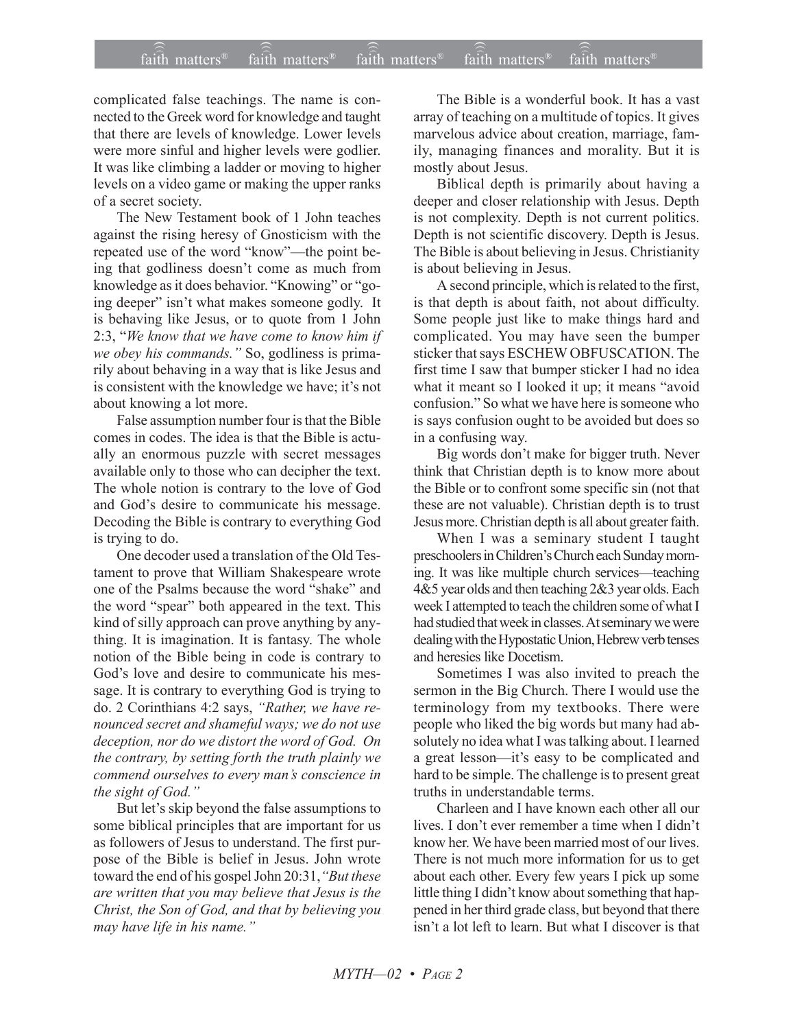complicated false teachings. The name is connected to the Greek word for knowledge and taught that there are levels of knowledge. Lower levels were more sinful and higher levels were godlier. It was like climbing a ladder or moving to higher levels on a video game or making the upper ranks of a secret society.

The New Testament book of 1 John teaches against the rising heresy of Gnosticism with the repeated use of the word "know"—the point being that godliness doesn't come as much from knowledge as it does behavior. "Knowing" or "going deeper" isn't what makes someone godly. It is behaving like Jesus, or to quote from 1 John 2:3, "*We know that we have come to know him if we obey his commands."* So, godliness is primarily about behaving in a way that is like Jesus and is consistent with the knowledge we have; it's not about knowing a lot more.

False assumption number four is that the Bible comes in codes. The idea is that the Bible is actually an enormous puzzle with secret messages available only to those who can decipher the text. The whole notion is contrary to the love of God and God's desire to communicate his message. Decoding the Bible is contrary to everything God is trying to do.

One decoder used a translation of the Old Testament to prove that William Shakespeare wrote one of the Psalms because the word "shake" and the word "spear" both appeared in the text. This kind of silly approach can prove anything by anything. It is imagination. It is fantasy. The whole notion of the Bible being in code is contrary to God's love and desire to communicate his message. It is contrary to everything God is trying to do. 2 Corinthians 4:2 says, *"Rather, we have renounced secret and shameful ways; we do not use deception, nor do we distort the word of God. On the contrary, by setting forth the truth plainly we commend ourselves to every man's conscience in the sight of God."*

But let's skip beyond the false assumptions to some biblical principles that are important for us as followers of Jesus to understand. The first purpose of the Bible is belief in Jesus. John wrote toward the end of his gospel John 20:31, *"But these are written that you may believe that Jesus is the Christ, the Son of God, and that by believing you may have life in his name."*

The Bible is a wonderful book. It has a vast array of teaching on a multitude of topics. It gives marvelous advice about creation, marriage, family, managing finances and morality. But it is mostly about Jesus.

Biblical depth is primarily about having a deeper and closer relationship with Jesus. Depth is not complexity. Depth is not current politics. Depth is not scientific discovery. Depth is Jesus. The Bible is about believing in Jesus. Christianity is about believing in Jesus.

A second principle, which is related to the first, is that depth is about faith, not about difficulty. Some people just like to make things hard and complicated. You may have seen the bumper sticker that says ESCHEW OBFUSCATION. The first time I saw that bumper sticker I had no idea what it meant so I looked it up; it means "avoid confusion." So what we have here is someone who is says confusion ought to be avoided but does so in a confusing way.

Big words don't make for bigger truth. Never think that Christian depth is to know more about the Bible or to confront some specific sin (not that these are not valuable). Christian depth is to trust Jesus more. Christian depth is all about greater faith.

When I was a seminary student I taught preschoolers in Children's Church each Sunday morning. It was like multiple church services—teaching 4&5 year olds and then teaching 2&3 year olds. Each week I attempted to teach the children some of what I had studied that week in classes. At seminary we were dealing with the Hypostatic Union, Hebrew verb tenses and heresies like Docetism.

Sometimes I was also invited to preach the sermon in the Big Church. There I would use the terminology from my textbooks. There were people who liked the big words but many had absolutely no idea what I was talking about. I learned a great lesson—it's easy to be complicated and hard to be simple. The challenge is to present great truths in understandable terms.

Charleen and I have known each other all our lives. I don't ever remember a time when I didn't know her. We have been married most of our lives. There is not much more information for us to get about each other. Every few years I pick up some little thing I didn't know about something that happened in her third grade class, but beyond that there isn't a lot left to learn. But what I discover is that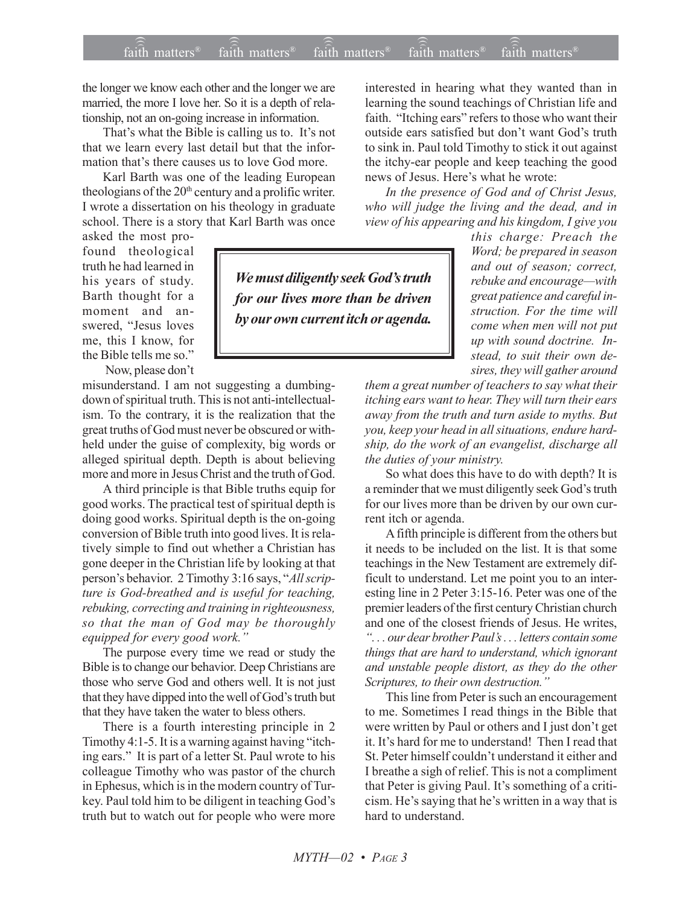the longer we know each other and the longer we are married, the more I love her. So it is a depth of relationship, not an on-going increase in information.

That's what the Bible is calling us to. It's not that we learn every last detail but that the information that's there causes us to love God more.

Karl Barth was one of the leading European theologians of the 20th century and a prolific writer. I wrote a dissertation on his theology in graduate school. There is a story that Karl Barth was once asked the most profound theological truth he had learned in his years of study. Barth thought for a moment and answered, "Jesus loves me, this I know, for the Bible tells me so."

Now, please don't misunderstand. I am not suggesting a dumbing-down of spiritual truth. This is not anti-intellectualism. To the contrary, it is the realization that the great truths of God must never be obscured or withheld under the guise of complexity, big words or alleged spiritual depth. Depth is about believing more and more in Jesus Christ and the truth of God.

A third principle is that Bible truths equip for good works. The practical test of spiritual depth is doing good works. Spiritual depth is the on-going conversion of Bible truth into good lives. It is relatively simple to find out whether a Christian has gone deeper in the Christian life by looking at that person's behavior. 2 Timothy 3:16 says, "*All scripture is God-breathed and is useful for teaching, rebuking, correcting and training in righteousness, so that the man of God may be thoroughly equipped for every good work.*"

The purpose every time we read or study the Bible is to change our behavior. Deep Christians are those who serve God and others well. It is not just that they have dipped into the well of God's truth but that they have taken the water to bless others.

There is a fourth interesting principle in 2 Timothy 4:1-5. It is a warning against having "itching ears." It is part of a letter St. Paul wrote to his colleague Timothy who was pastor of the church in Ephesus, which is in the modern country of Turkey. Paul told him to be diligent in teaching God's truth but to watch out for people who were more interested in hearing what they wanted than in learning the sound teachings of Christian life and faith. "Itching ears" refers to those who want their outside ears satisfied but don't want God's truth to sink in. Paul told Timothy to stick it out against the itchy-ear people and keep teaching the good news of Jesus. Here's what he wrote:

*In the presence of God and of Christ Jesus, who will judge the living and the dead, and in view of his appearing and his kingdom, I give you this charge: Preach the Word; be prepared in season and out of season; correct, rebuke and encourage—with great patience and careful instruction. For the time will come when men will not put up with sound doctrine. Instead, to suit their own desires, they will gather around them a great number of teachers to say what their itching ears want to hear. They will turn their ears away from the truth and turn aside to myths. But you, keep your head in all situations, endure hardship, do the work of an evangelist, discharge all the duties of your ministry.*

**We must diligently seek God's truth for our lives more than be driven by our own current itch or agenda.**

So what does this have to do with depth? It is a reminder that we must diligently seek God's truth for our lives more than be driven by our own current itch or agenda.

A fifth principle is different from the others but it needs to be included on the list. It is that some teachings in the New Testament are extremely difficult to understand. Let me point you to an interesting line in 2 Peter 3:15-16. Peter was one of the premier leaders of the first century Christian church and one of the closest friends of Jesus. He writes, *". . . our dear brother Paul's . . . letters contain some things that are hard to understand, which ignorant and unstable people distort, as they do the other Scriptures, to their own destruction."*

This line from Peter is such an encouragement to me. Sometimes I read things in the Bible that were written by Paul or others and I just don't get it. It's hard for me to understand! Then I read that St. Peter himself couldn't understand it either and I breathe a sigh of relief. This is not a compliment that Peter is giving Paul. It's something of a criticism. He's saying that he's written in a way that is hard to understand.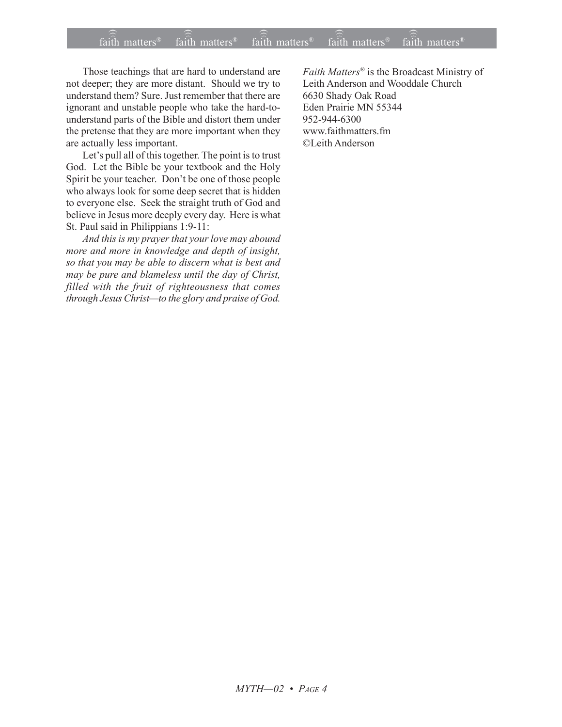Those teachings that are hard to understand are not deeper; they are more distant. Should we try to understand them? Sure. Just remember that there are ignorant and unstable people who take the hard-to-understand parts of the Bible and distort them under the pretense that they are more important when they are actually less important.

Let's pull all of this together. The point is to trust God. Let the Bible be your textbook and the Holy Spirit be your teacher. Don't be one of those people who always look for some deep secret that is hidden to everyone else. Seek the straight truth of God and believe in Jesus more deeply every day. Here is what St. Paul said in Philippians 1:9-11:

*And this is my prayer that your love may abound more and more in knowledge and depth of insight, so that you may be able to discern what is best and may be pure and blameless until the day of Christ, filled with the fruit of righteousness that comes through Jesus Christ—to the glory and praise of God.*

*Faith Matters®* is the Broadcast Ministry of
Leith Anderson and Wooddale Church
6630 Shady Oak Road
Eden Prairie MN 55344
952-944-6300
www.faithmatters.fm
©Leith Anderson